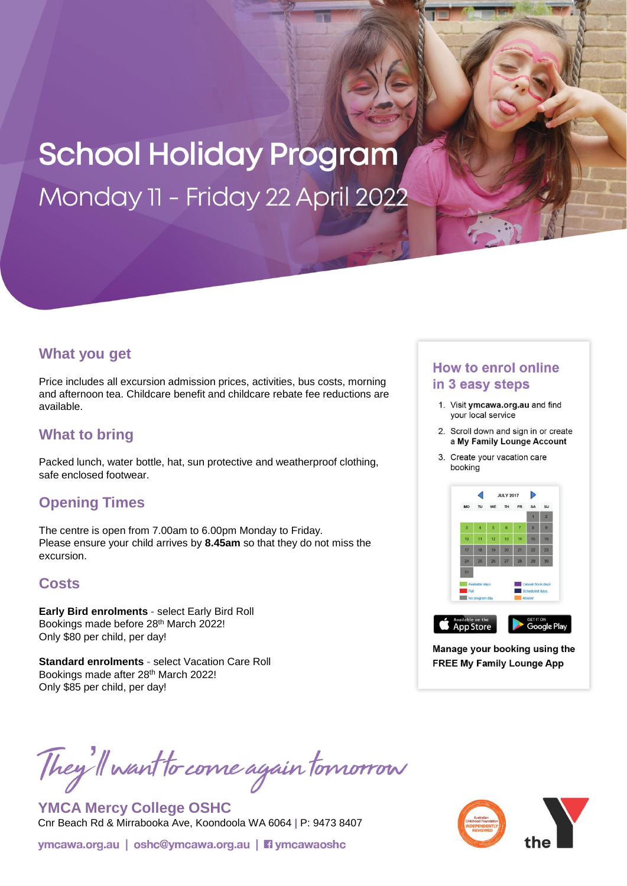# School Holiday Program

Monday 11 - Friday 22 April 2022

## What you get

Price includes all excursion admission prices, activities, bus costs, morning and afternoon tea. Childcare benefit and childcare rebate fee reductions are available.

## What to bring

Packed lunch, water bottle, hat, sun protective and weatherproof clothing, safe enclosed footwear.

## Opening Times

The centre is open from 7.00am to 6.00pm Monday to Friday.
Please ensure your child arrives by **8.45am** so that they do not miss the excursion.

## Costs

**Early Bird enrolments** - select Early Bird Roll
Bookings made before 28th March 2022!
Only $80 per child, per day!

**Standard enrolments** - select Vacation Care Roll
Bookings made after 28th March 2022!
Only $85 per child, per day!

## How to enrol online in 3 easy steps

1. Visit **ymcawa.org.au** and find your local service
2. Scroll down and sign in or create a **My Family Lounge Account**
3. Create your vacation care booking

**Manage your booking using the FREE My Family Lounge App**

*They'll want to come again tomorrow*

**YMCA Mercy College OSHC**
Cnr Beach Rd & Mirrabooka Ave, Koondoola WA 6064 | P: 9473 8407

ymcawa.org.au | oshc@ymcawa.org.au | ymcawaoshc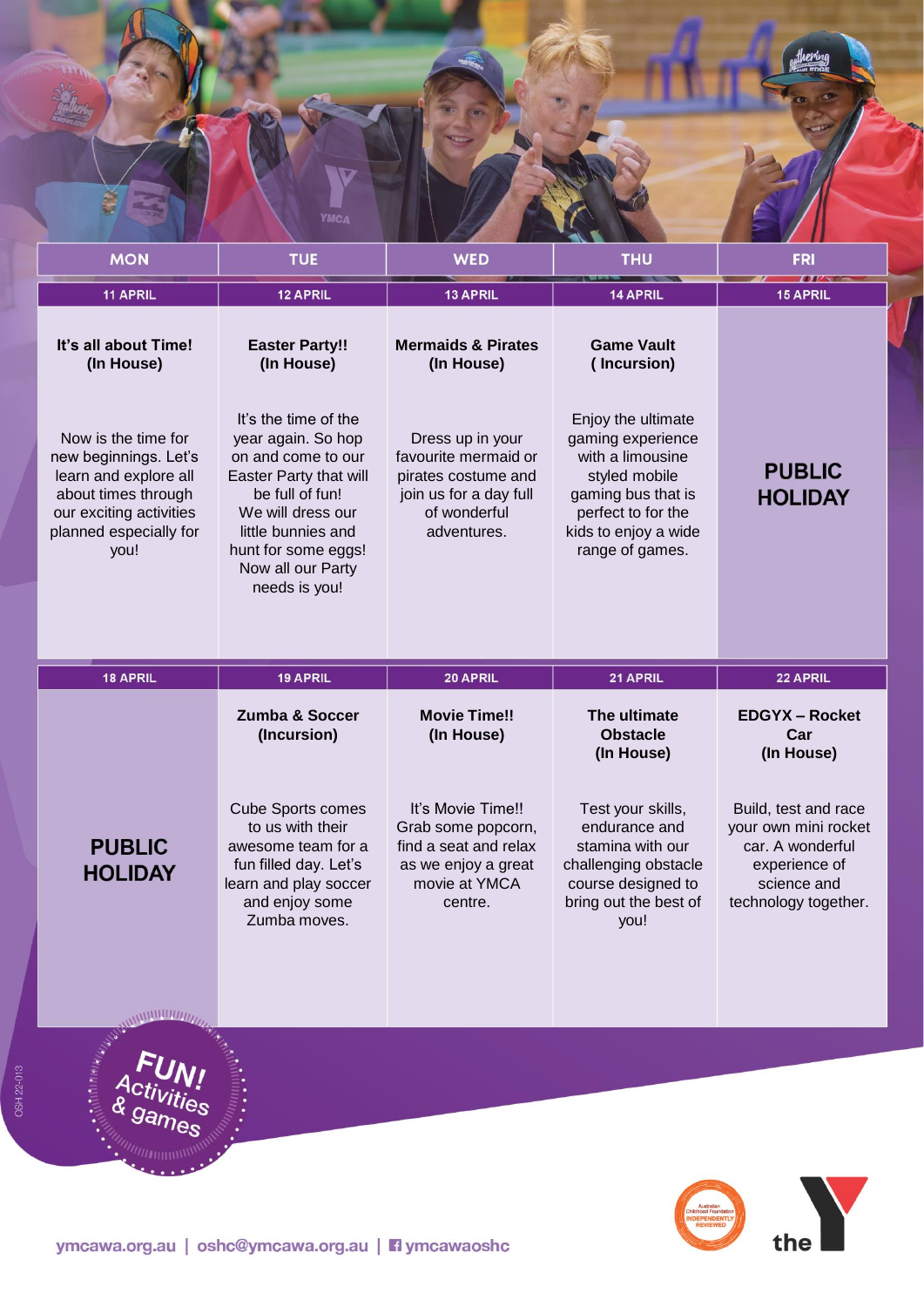| MON | TUE | WED | THU | FRI |
| --- | --- | --- | --- | --- |
| 11 APRIL | 12 APRIL | 13 APRIL | 14 APRIL | 15 APRIL |
| **It's all about Time! (In House)**<br><br>Now is the time for new beginnings. Let's learn and explore all about times through our exciting activities planned especially for you! | **Easter Party!! (In House)**<br><br>It's the time of the year again. So hop on and come to our Easter Party that will be full of fun! We will dress our little bunnies and hunt for some eggs! Now all our Party needs is you! | **Mermaids & Pirates (In House)**<br><br>Dress up in your favourite mermaid or pirates costume and join us for a day full of wonderful adventures. | **Game Vault ( Incursion)**<br><br>Enjoy the ultimate gaming experience with a limousine styled mobile gaming bus that is perfect to for the kids to enjoy a wide range of games. | **PUBLIC HOLIDAY** |
| 18 APRIL | 19 APRIL | 20 APRIL | 21 APRIL | 22 APRIL |
| **PUBLIC HOLIDAY** | **Zumba & Soccer (Incursion)**<br><br>Cube Sports comes to us with their awesome team for a fun filled day. Let's learn and play soccer and enjoy some Zumba moves. | **Movie Time!! (In House)**<br><br>It's Movie Time!! Grab some popcorn, find a seat and relax as we enjoy a great movie at YMCA centre. | **The ultimate Obstacle (In House)**<br><br>Test your skills, endurance and stamina with our challenging obstacle course designed to bring out the best of you! | **EDGYX – Rocket Car (In House)**<br><br>Build, test and race your own mini rocket car. A wonderful experience of science and technology together. |

FUN! Activities & games

OSH 22-013

ymcawa.org.au | oshc@ymcawa.org.au | ymcawaoshc